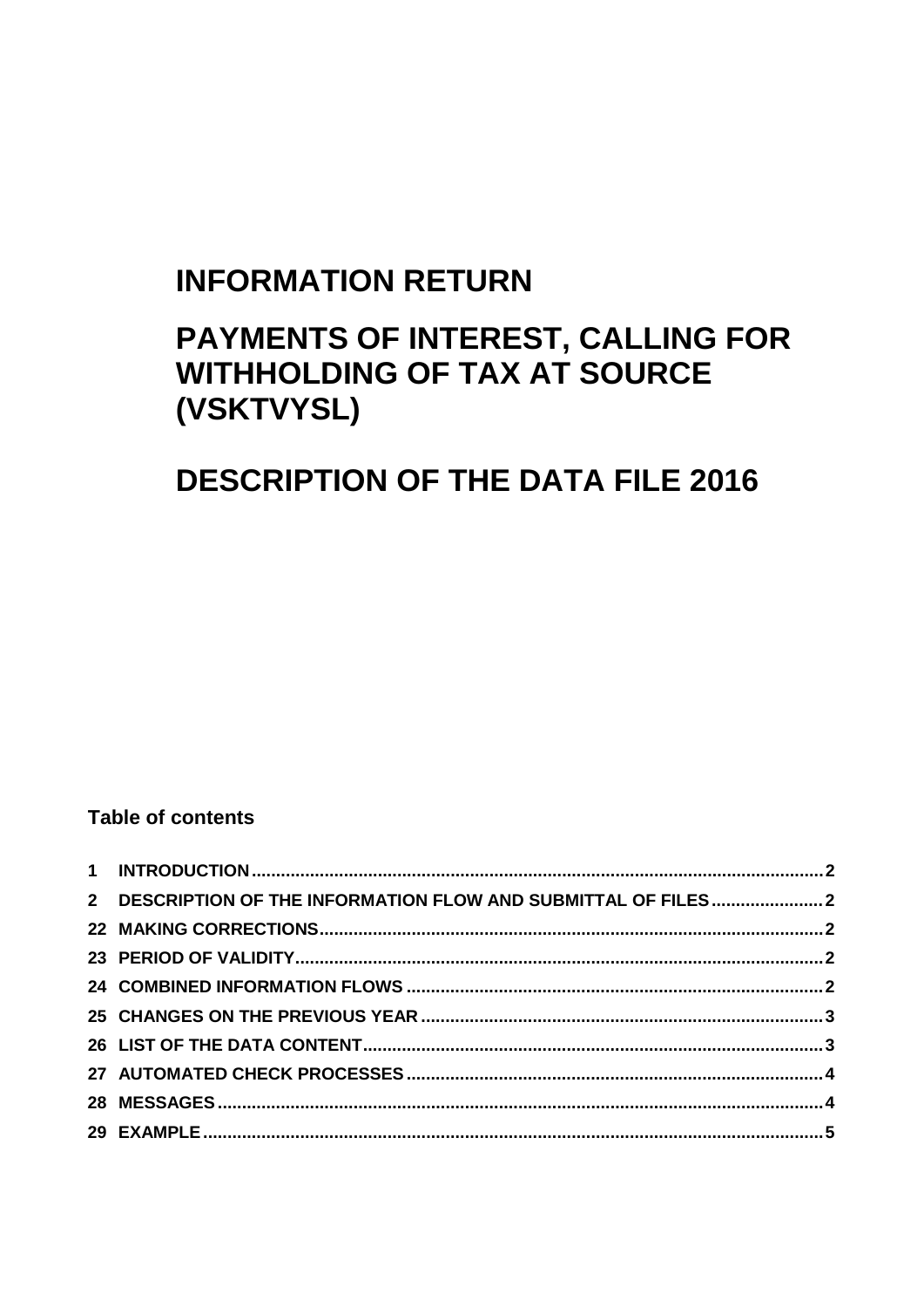# INFORMATION RETURN

# PAYMENTS OF INTEREST, CALLING FOR WITHHOLDING OF TAX AT SOURCE (VSKTVYSL)

# DESCRIPTION OF THE DATA FILE 2016

**Table of contents**

| | | |
|---|---|---|
| **1** | **INTRODUCTION** | **2** |
| **2** | **DESCRIPTION OF THE INFORMATION FLOW AND SUBMITTAL OF FILES** | **2** |
| **22** | **MAKING CORRECTIONS** | **2** |
| **23** | **PERIOD OF VALIDITY** | **2** |
| **24** | **COMBINED INFORMATION FLOWS** | **2** |
| **25** | **CHANGES ON THE PREVIOUS YEAR** | **3** |
| **26** | **LIST OF THE DATA CONTENT** | **3** |
| **27** | **AUTOMATED CHECK PROCESSES** | **4** |
| **28** | **MESSAGES** | **4** |
| **29** | **EXAMPLE** | **5** |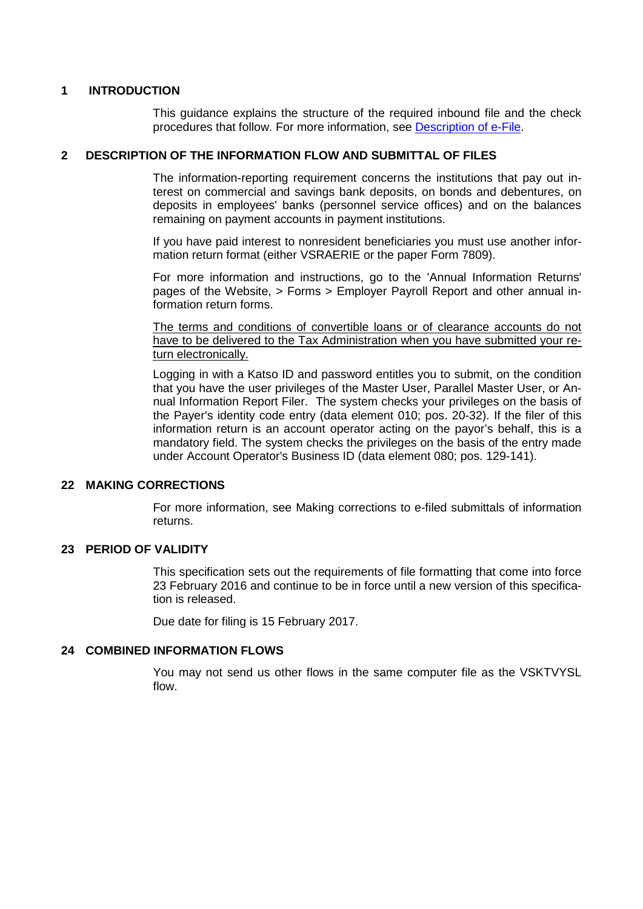# 1 INTRODUCTION

This guidance explains the structure of the required inbound file and the check procedures that follow. For more information, see [Description of e-File](#).

# 2 DESCRIPTION OF THE INFORMATION FLOW AND SUBMITTAL OF FILES

The information-reporting requirement concerns the institutions that pay out interest on commercial and savings bank deposits, on bonds and debentures, on deposits in employees' banks (personnel service offices) and on the balances remaining on payment accounts in payment institutions.

If you have paid interest to nonresident beneficiaries you must use another information return format (either VSRAERIE or the paper Form 7809).

For more information and instructions, go to the 'Annual Information Returns' pages of the Website, > Forms > Employer Payroll Report and other annual information return forms.

<u>The terms and conditions of convertible loans or of clearance accounts do not have to be delivered to the Tax Administration when you have submitted your return electronically.</u>

Logging in with a Katso ID and password entitles you to submit, on the condition that you have the user privileges of the Master User, Parallel Master User, or Annual Information Report Filer. The system checks your privileges on the basis of the Payer's identity code entry (data element 010; pos. 20-32). If the filer of this information return is an account operator acting on the payor's behalf, this is a mandatory field. The system checks the privileges on the basis of the entry made under Account Operator's Business ID (data element 080; pos. 129-141).

# 22 MAKING CORRECTIONS

For more information, see Making corrections to e-filed submittals of information returns.

# 23 PERIOD OF VALIDITY

This specification sets out the requirements of file formatting that come into force 23 February 2016 and continue to be in force until a new version of this specification is released.

Due date for filing is 15 February 2017.

# 24 COMBINED INFORMATION FLOWS

You may not send us other flows in the same computer file as the VSKTVYSL flow.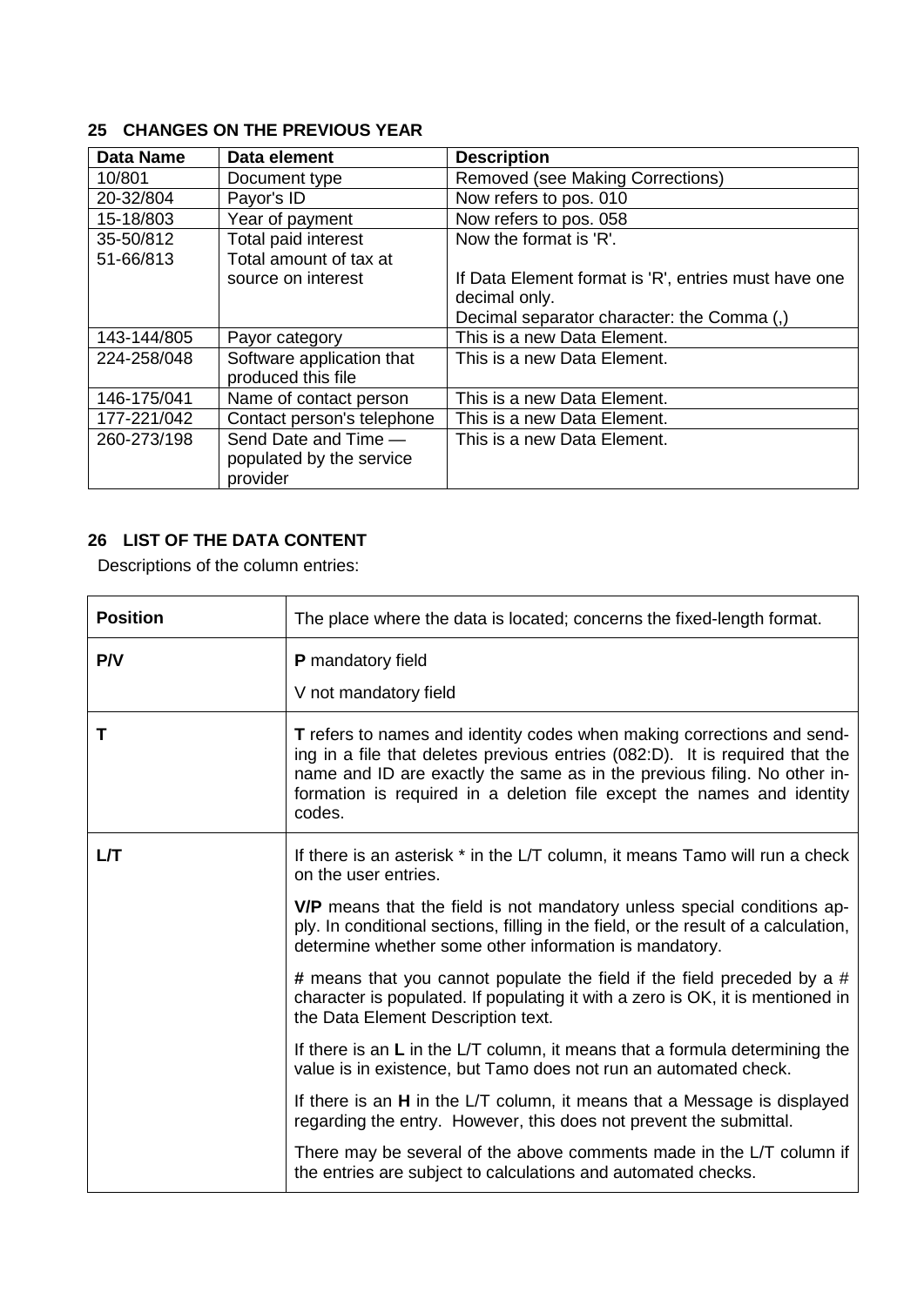## 25 CHANGES ON THE PREVIOUS YEAR

| Data Name | Data element | Description |
| --- | --- | --- |
| 10/801 | Document type | Removed (see Making Corrections) |
| 20-32/804 | Payor's ID | Now refers to pos. 010 |
| 15-18/803 | Year of payment | Now refers to pos. 058 |
| 35-50/812<br>51-66/813 | Total paid interest<br>Total amount of tax at source on interest | Now the format is 'R'.<br><br>If Data Element format is 'R', entries must have one decimal only.<br>Decimal separator character: the Comma (,) |
| 143-144/805 | Payor category | This is a new Data Element. |
| 224-258/048 | Software application that produced this file | This is a new Data Element. |
| 146-175/041 | Name of contact person | This is a new Data Element. |
| 177-221/042 | Contact person's telephone | This is a new Data Element. |
| 260-273/198 | Send Date and Time — populated by the service provider | This is a new Data Element. |

## 26 LIST OF THE DATA CONTENT

Descriptions of the column entries:

| | |
| --- | --- |
| **Position** | The place where the data is located; concerns the fixed-length format. |
| **P/V** | **P** mandatory field<br><br>V not mandatory field |
| **T** | **T** refers to names and identity codes when making corrections and sending in a file that deletes previous entries (082:D). It is required that the name and ID are exactly the same as in the previous filing. No other information is required in a deletion file except the names and identity codes. |
| **L/T** | If there is an asterisk * in the L/T column, it means Tamo will run a check on the user entries.<br><br>**V/P** means that the field is not mandatory unless special conditions apply. In conditional sections, filling in the field, or the result of a calculation, determine whether some other information is mandatory.<br><br>**#** means that you cannot populate the field if the field preceded by a # character is populated. If populating it with a zero is OK, it is mentioned in the Data Element Description text.<br><br>If there is an **L** in the L/T column, it means that a formula determining the value is in existence, but Tamo does not run an automated check.<br><br>If there is an **H** in the L/T column, it means that a Message is displayed regarding the entry. However, this does not prevent the submittal.<br><br>There may be several of the above comments made in the L/T column if the entries are subject to calculations and automated checks. |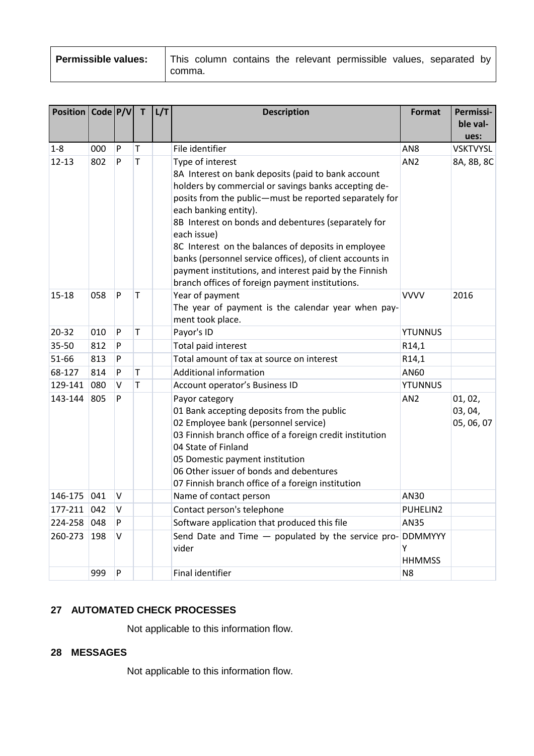| Permissible values: | This column contains the relevant permissible values, separated by comma. |
|---|---|

| Position | Code | P/V | T | L/T | Description | Format | Permissible values: |
|---|---|---|---|---|---|---|---|
| 1-8 | 000 | P | T | | File identifier | AN8 | VSKTVYSL |
| 12-13 | 802 | P | T | | Type of interest<br>8A Interest on bank deposits (paid to bank account holders by commercial or savings banks accepting deposits from the public—must be reported separately for each banking entity).<br>8B Interest on bonds and debentures (separately for each issue)<br>8C Interest on the balances of deposits in employee banks (personnel service offices), of client accounts in payment institutions, and interest paid by the Finnish branch offices of foreign payment institutions. | AN2 | 8A, 8B, 8C |
| 15-18 | 058 | P | T | | Year of payment<br>The year of payment is the calendar year when payment took place. | VVVV | 2016 |
| 20-32 | 010 | P | T | | Payor's ID | YTUNNUS | |
| 35-50 | 812 | P | | | Total paid interest | R14,1 | |
| 51-66 | 813 | P | | | Total amount of tax at source on interest | R14,1 | |
| 68-127 | 814 | P | T | | Additional information | AN60 | |
| 129-141 | 080 | V | T | | Account operator's Business ID | YTUNNUS | |
| 143-144 | 805 | P | | | Payor category<br>01 Bank accepting deposits from the public<br>02 Employee bank (personnel service)<br>03 Finnish branch office of a foreign credit institution<br>04 State of Finland<br>05 Domestic payment institution<br>06 Other issuer of bonds and debentures<br>07 Finnish branch office of a foreign institution | AN2 | 01, 02, 03, 04, 05, 06, 07 |
| 146-175 | 041 | V | | | Name of contact person | AN30 | |
| 177-211 | 042 | V | | | Contact person's telephone | PUHELIN2 | |
| 224-258 | 048 | P | | | Software application that produced this file | AN35 | |
| 260-273 | 198 | V | | | Send Date and Time — populated by the service provider | DDMMYYYY HHMMSS | |
| | 999 | P | | | Final identifier | N8 | |

## 27 AUTOMATED CHECK PROCESSES

Not applicable to this information flow.

## 28 MESSAGES

Not applicable to this information flow.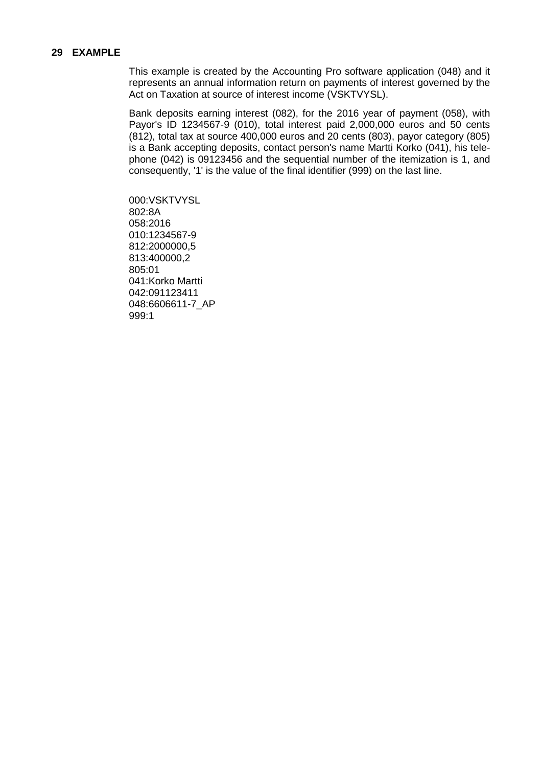## 29 EXAMPLE

This example is created by the Accounting Pro software application (048) and it represents an annual information return on payments of interest governed by the Act on Taxation at source of interest income (VSKTVYSL).

Bank deposits earning interest (082), for the 2016 year of payment (058), with Payor's ID 1234567-9 (010), total interest paid 2,000,000 euros and 50 cents (812), total tax at source 400,000 euros and 20 cents (803), payor category (805) is a Bank accepting deposits, contact person's name Martti Korko (041), his telephone (042) is 09123456 and the sequential number of the itemization is 1, and consequently, '1' is the value of the final identifier (999) on the last line.

```
000:VSKTVYSL
802:8A
058:2016
010:1234567-9
812:2000000,5
813:400000,2
805:01
041:Korko Martti
042:091123411
048:6606611-7_AP
999:1
```